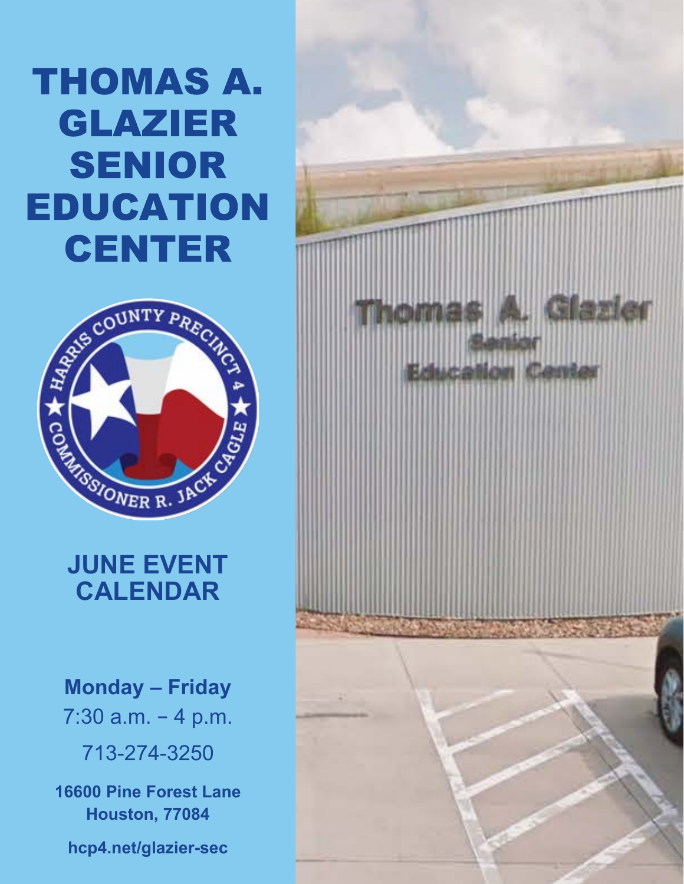# THOMAS A. GLAZIER SENIOR EDUCATION CENTER

## JUNE EVENT CALENDAR

**Monday – Friday**

7:30 a.m. – 4 p.m.

713-274-3250

**16600 Pine Forest Lane**
**Houston, 77084**

**hcp4.net/glazier-sec**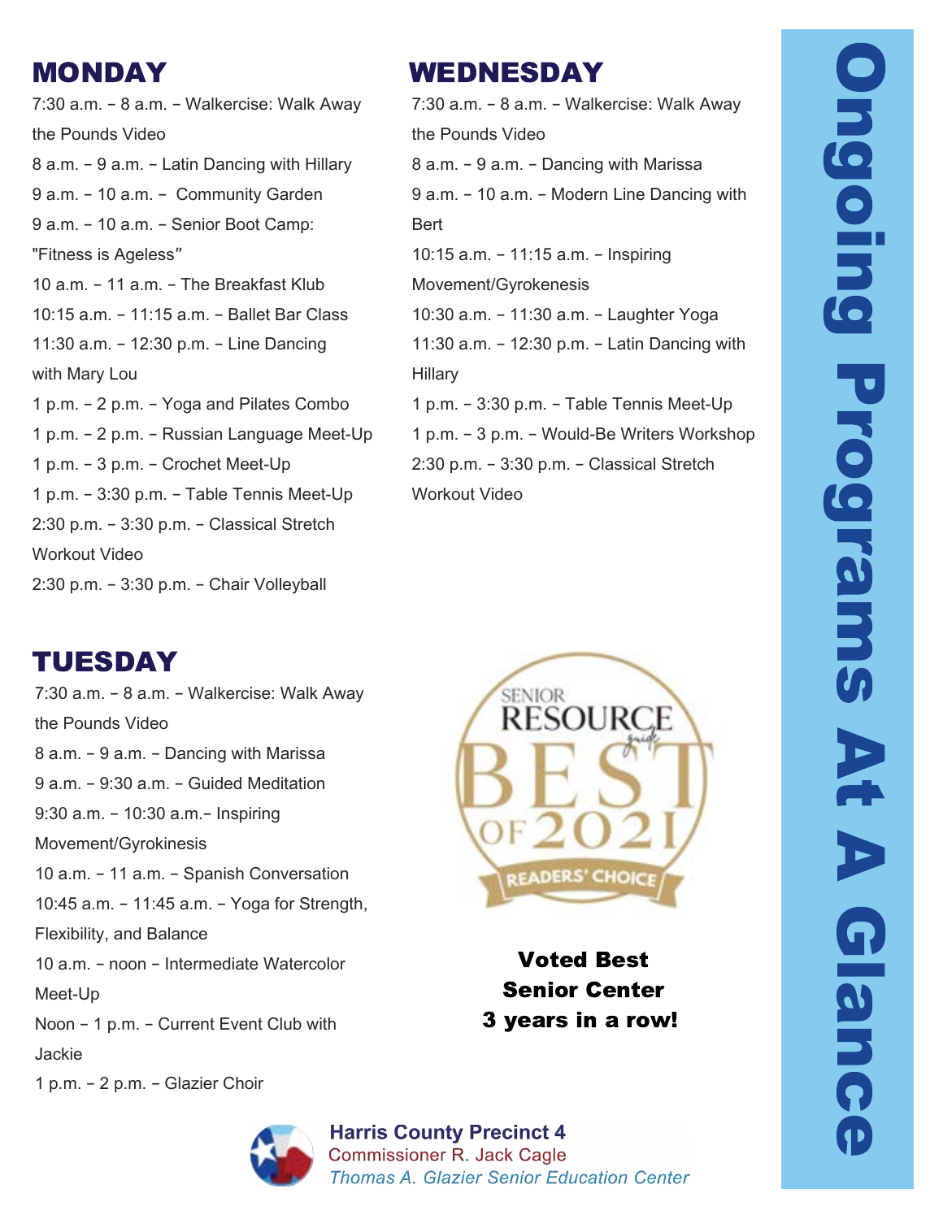# Ongoing Programs At A Glance

## MONDAY

7:30 a.m. – 8 a.m. – Walkercise: Walk Away the Pounds Video
8 a.m. – 9 a.m. – Latin Dancing with Hillary
9 a.m. – 10 a.m. – Community Garden
9 a.m. – 10 a.m. – Senior Boot Camp: "Fitness is Ageless"
10 a.m. – 11 a.m. – The Breakfast Klub
10:15 a.m. – 11:15 a.m. – Ballet Bar Class
11:30 a.m. – 12:30 p.m. – Line Dancing with Mary Lou
1 p.m. – 2 p.m. – Yoga and Pilates Combo
1 p.m. – 2 p.m. – Russian Language Meet-Up
1 p.m. – 3 p.m. – Crochet Meet-Up
1 p.m. – 3:30 p.m. – Table Tennis Meet-Up
2:30 p.m. – 3:30 p.m. – Classical Stretch Workout Video
2:30 p.m. – 3:30 p.m. – Chair Volleyball

## TUESDAY

7:30 a.m. – 8 a.m. – Walkercise: Walk Away the Pounds Video
8 a.m. – 9 a.m. – Dancing with Marissa
9 a.m. – 9:30 a.m. – Guided Meditation
9:30 a.m. – 10:30 a.m.– Inspiring Movement/Gyrokinesis
10 a.m. – 11 a.m. – Spanish Conversation
10:45 a.m. – 11:45 a.m. – Yoga for Strength, Flexibility, and Balance
10 a.m. – noon – Intermediate Watercolor Meet-Up
Noon – 1 p.m. – Current Event Club with Jackie
1 p.m. – 2 p.m. – Glazier Choir

## WEDNESDAY

7:30 a.m. – 8 a.m. – Walkercise: Walk Away the Pounds Video
8 a.m. – 9 a.m. – Dancing with Marissa
9 a.m. – 10 a.m. – Modern Line Dancing with Bert
10:15 a.m. – 11:15 a.m. – Inspiring Movement/Gyrokenesis
10:30 a.m. – 11:30 a.m. – Laughter Yoga
11:30 a.m. – 12:30 p.m. – Latin Dancing with Hillary
1 p.m. – 3:30 p.m. – Table Tennis Meet-Up
1 p.m. – 3 p.m. – Would-Be Writers Workshop
2:30 p.m. – 3:30 p.m. – Classical Stretch Workout Video

SENIOR RESOURCE guide BEST OF 2021 READERS' CHOICE

**Voted Best Senior Center 3 years in a row!**

**Harris County Precinct 4**
Commissioner R. Jack Cagle
*Thomas A. Glazier Senior Education Center*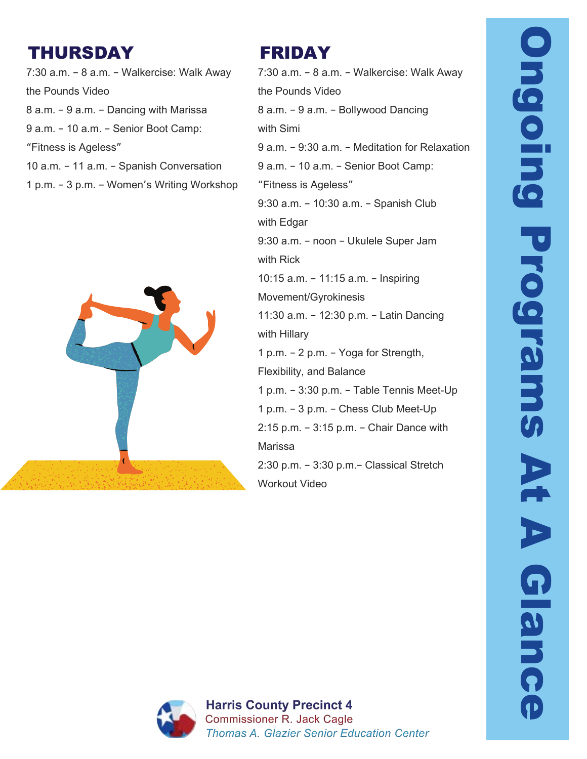# Ongoing Programs At A Glance

## THURSDAY

7:30 a.m. – 8 a.m. – Walkercise: Walk Away the Pounds Video

8 a.m. – 9 a.m. – Dancing with Marissa

9 a.m. – 10 a.m. – Senior Boot Camp: "Fitness is Ageless"

10 a.m. – 11 a.m. – Spanish Conversation

1 p.m. – 3 p.m. – Women's Writing Workshop

## FRIDAY

7:30 a.m. – 8 a.m. – Walkercise: Walk Away the Pounds Video

8 a.m. – 9 a.m. – Bollywood Dancing with Simi

9 a.m. – 9:30 a.m. – Meditation for Relaxation

9 a.m. – 10 a.m. – Senior Boot Camp: "Fitness is Ageless"

9:30 a.m. – 10:30 a.m. – Spanish Club with Edgar

9:30 a.m. – noon – Ukulele Super Jam with Rick

10:15 a.m. – 11:15 a.m. – Inspiring Movement/Gyrokinesis

11:30 a.m. – 12:30 p.m. – Latin Dancing with Hillary

1 p.m. – 2 p.m. – Yoga for Strength, Flexibility, and Balance

1 p.m. – 3:30 p.m. – Table Tennis Meet-Up

1 p.m. – 3 p.m. – Chess Club Meet-Up

2:15 p.m. – 3:15 p.m. – Chair Dance with Marissa

2:30 p.m. – 3:30 p.m.– Classical Stretch Workout Video

**Harris County Precinct 4**
Commissioner R. Jack Cagle
*Thomas A. Glazier Senior Education Center*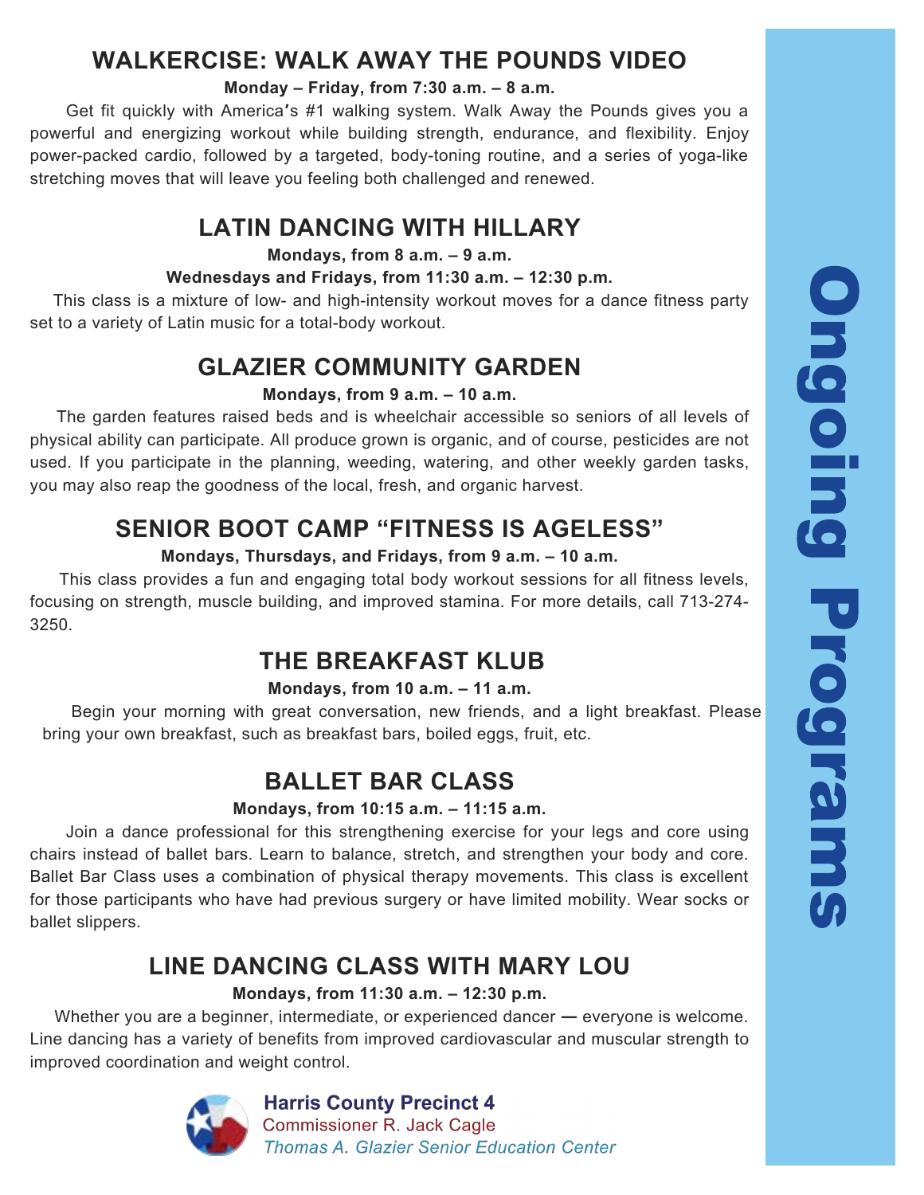## WALKERCISE: WALK AWAY THE POUNDS VIDEO

**Monday – Friday, from 7:30 a.m. – 8 a.m.**

Get fit quickly with America's #1 walking system. Walk Away the Pounds gives you a powerful and energizing workout while building strength, endurance, and flexibility. Enjoy power-packed cardio, followed by a targeted, body-toning routine, and a series of yoga-like stretching moves that will leave you feeling both challenged and renewed.

## LATIN DANCING WITH HILLARY

**Mondays, from 8 a.m. – 9 a.m.**

**Wednesdays and Fridays, from 11:30 a.m. – 12:30 p.m.**

This class is a mixture of low- and high-intensity workout moves for a dance fitness party set to a variety of Latin music for a total-body workout.

## GLAZIER COMMUNITY GARDEN

**Mondays, from 9 a.m. – 10 a.m.**

The garden features raised beds and is wheelchair accessible so seniors of all levels of physical ability can participate. All produce grown is organic, and of course, pesticides are not used. If you participate in the planning, weeding, watering, and other weekly garden tasks, you may also reap the goodness of the local, fresh, and organic harvest.

## SENIOR BOOT CAMP "FITNESS IS AGELESS"

**Mondays, Thursdays, and Fridays, from 9 a.m. – 10 a.m.**

This class provides a fun and engaging total body workout sessions for all fitness levels, focusing on strength, muscle building, and improved stamina. For more details, call 713-274-3250.

## THE BREAKFAST KLUB

**Mondays, from 10 a.m. – 11 a.m.**

Begin your morning with great conversation, new friends, and a light breakfast. Please bring your own breakfast, such as breakfast bars, boiled eggs, fruit, etc.

## BALLET BAR CLASS

**Mondays, from 10:15 a.m. – 11:15 a.m.**

Join a dance professional for this strengthening exercise for your legs and core using chairs instead of ballet bars. Learn to balance, stretch, and strengthen your body and core. Ballet Bar Class uses a combination of physical therapy movements. This class is excellent for those participants who have had previous surgery or have limited mobility. Wear socks or ballet slippers.

## LINE DANCING CLASS WITH MARY LOU

**Mondays, from 11:30 a.m. – 12:30 p.m.**

Whether you are a beginner, intermediate, or experienced dancer — everyone is welcome. Line dancing has a variety of benefits from improved cardiovascular and muscular strength to improved coordination and weight control.

**Harris County Precinct 4**
Commissioner R. Jack Cagle
*Thomas A. Glazier Senior Education Center*

Ongoing Programs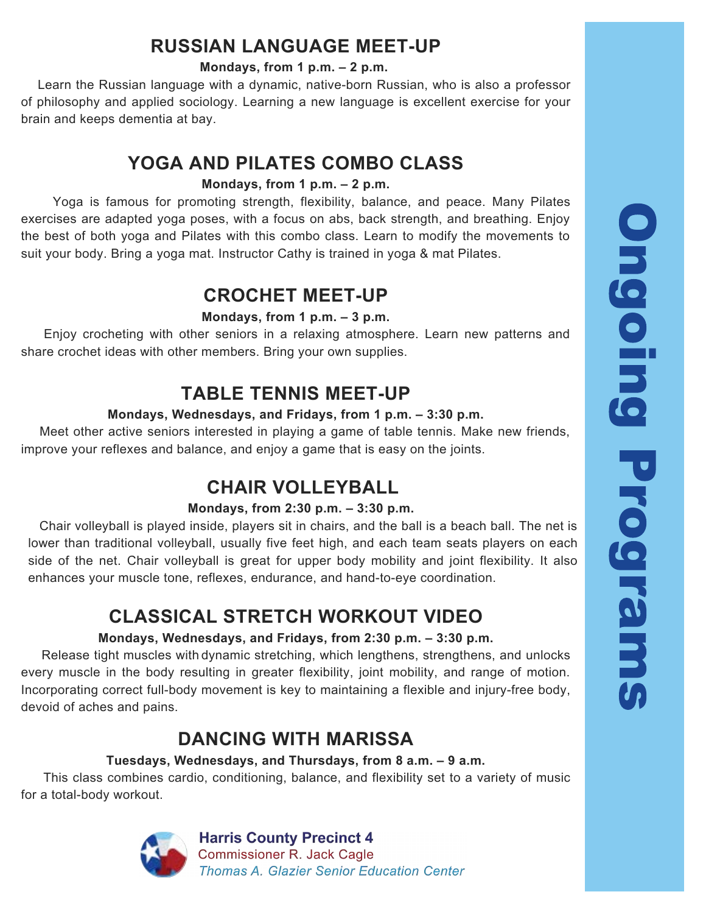# Ongoing Programs

## RUSSIAN LANGUAGE MEET-UP

**Mondays, from 1 p.m. – 2 p.m.**

Learn the Russian language with a dynamic, native-born Russian, who is also a professor of philosophy and applied sociology. Learning a new language is excellent exercise for your brain and keeps dementia at bay.

## YOGA AND PILATES COMBO CLASS

**Mondays, from 1 p.m. – 2 p.m.**

Yoga is famous for promoting strength, flexibility, balance, and peace. Many Pilates exercises are adapted yoga poses, with a focus on abs, back strength, and breathing. Enjoy the best of both yoga and Pilates with this combo class. Learn to modify the movements to suit your body. Bring a yoga mat. Instructor Cathy is trained in yoga & mat Pilates.

## CROCHET MEET-UP

**Mondays, from 1 p.m. – 3 p.m.**

Enjoy crocheting with other seniors in a relaxing atmosphere. Learn new patterns and share crochet ideas with other members. Bring your own supplies.

## TABLE TENNIS MEET-UP

**Mondays, Wednesdays, and Fridays, from 1 p.m. – 3:30 p.m.**

Meet other active seniors interested in playing a game of table tennis. Make new friends, improve your reflexes and balance, and enjoy a game that is easy on the joints.

## CHAIR VOLLEYBALL

**Mondays, from 2:30 p.m. – 3:30 p.m.**

Chair volleyball is played inside, players sit in chairs, and the ball is a beach ball. The net is lower than traditional volleyball, usually five feet high, and each team seats players on each side of the net. Chair volleyball is great for upper body mobility and joint flexibility. It also enhances your muscle tone, reflexes, endurance, and hand-to-eye coordination.

## CLASSICAL STRETCH WORKOUT VIDEO

**Mondays, Wednesdays, and Fridays, from 2:30 p.m. – 3:30 p.m.**

Release tight muscles with dynamic stretching, which lengthens, strengthens, and unlocks every muscle in the body resulting in greater flexibility, joint mobility, and range of motion. Incorporating correct full-body movement is key to maintaining a flexible and injury-free body, devoid of aches and pains.

## DANCING WITH MARISSA

**Tuesdays, Wednesdays, and Thursdays, from 8 a.m. – 9 a.m.**

This class combines cardio, conditioning, balance, and flexibility set to a variety of music for a total-body workout.

**Harris County Precinct 4**
Commissioner R. Jack Cagle
*Thomas A. Glazier Senior Education Center*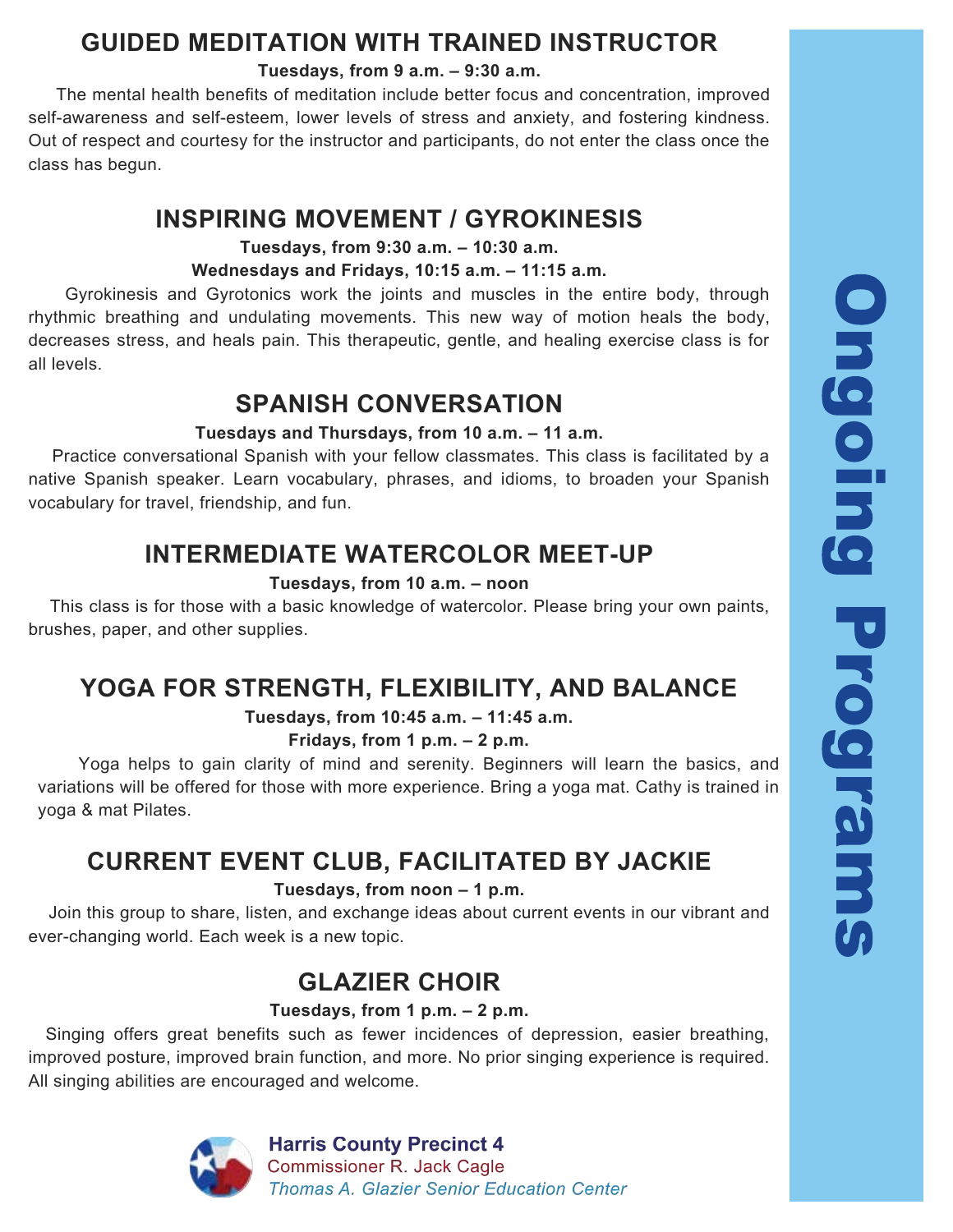# Ongoing Programs

## GUIDED MEDITATION WITH TRAINED INSTRUCTOR

**Tuesdays, from 9 a.m. – 9:30 a.m.**

The mental health benefits of meditation include better focus and concentration, improved self-awareness and self-esteem, lower levels of stress and anxiety, and fostering kindness. Out of respect and courtesy for the instructor and participants, do not enter the class once the class has begun.

## INSPIRING MOVEMENT / GYROKINESIS

**Tuesdays, from 9:30 a.m. – 10:30 a.m.**

**Wednesdays and Fridays, 10:15 a.m. – 11:15 a.m.**

Gyrokinesis and Gyrotonics work the joints and muscles in the entire body, through rhythmic breathing and undulating movements. This new way of motion heals the body, decreases stress, and heals pain. This therapeutic, gentle, and healing exercise class is for all levels.

## SPANISH CONVERSATION

**Tuesdays and Thursdays, from 10 a.m. – 11 a.m.**

Practice conversational Spanish with your fellow classmates. This class is facilitated by a native Spanish speaker. Learn vocabulary, phrases, and idioms, to broaden your Spanish vocabulary for travel, friendship, and fun.

## INTERMEDIATE WATERCOLOR MEET-UP

**Tuesdays, from 10 a.m. – noon**

This class is for those with a basic knowledge of watercolor. Please bring your own paints, brushes, paper, and other supplies.

## YOGA FOR STRENGTH, FLEXIBILITY, AND BALANCE

**Tuesdays, from 10:45 a.m. – 11:45 a.m.**

**Fridays, from 1 p.m. – 2 p.m.**

Yoga helps to gain clarity of mind and serenity. Beginners will learn the basics, and variations will be offered for those with more experience. Bring a yoga mat. Cathy is trained in yoga & mat Pilates.

## CURRENT EVENT CLUB, FACILITATED BY JACKIE

**Tuesdays, from noon – 1 p.m.**

Join this group to share, listen, and exchange ideas about current events in our vibrant and ever-changing world. Each week is a new topic.

## GLAZIER CHOIR

**Tuesdays, from 1 p.m. – 2 p.m.**

Singing offers great benefits such as fewer incidences of depression, easier breathing, improved posture, improved brain function, and more. No prior singing experience is required. All singing abilities are encouraged and welcome.

**Harris County Precinct 4**
Commissioner R. Jack Cagle
*Thomas A. Glazier Senior Education Center*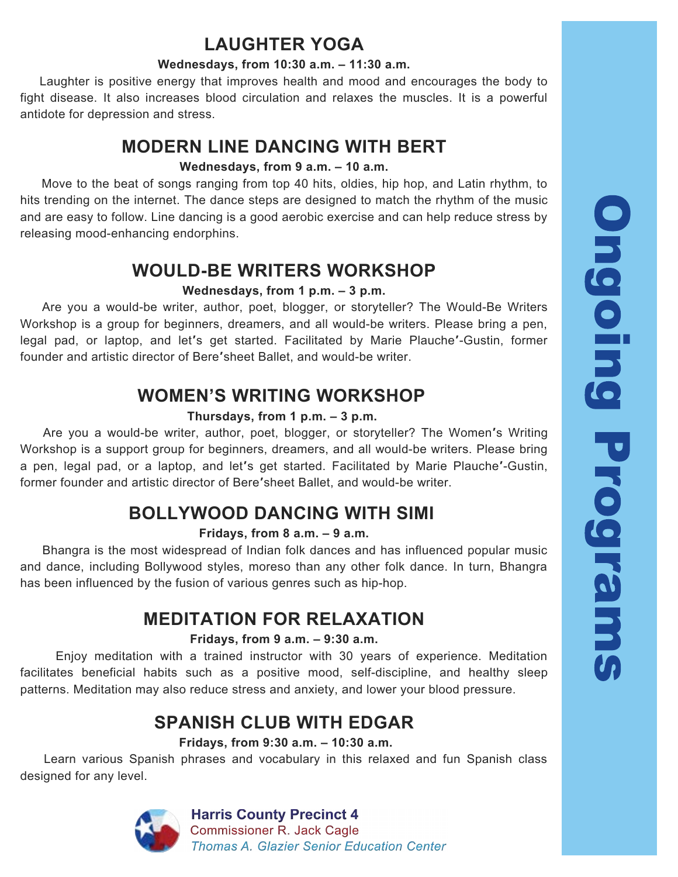# Ongoing Programs

## LAUGHTER YOGA

**Wednesdays, from 10:30 a.m. – 11:30 a.m.**

Laughter is positive energy that improves health and mood and encourages the body to fight disease. It also increases blood circulation and relaxes the muscles. It is a powerful antidote for depression and stress.

## MODERN LINE DANCING WITH BERT

**Wednesdays, from 9 a.m. – 10 a.m.**

Move to the beat of songs ranging from top 40 hits, oldies, hip hop, and Latin rhythm, to hits trending on the internet. The dance steps are designed to match the rhythm of the music and are easy to follow. Line dancing is a good aerobic exercise and can help reduce stress by releasing mood-enhancing endorphins.

## WOULD-BE WRITERS WORKSHOP

**Wednesdays, from 1 p.m. – 3 p.m.**

Are you a would-be writer, author, poet, blogger, or storyteller? The Would-Be Writers Workshop is a group for beginners, dreamers, and all would-be writers. Please bring a pen, legal pad, or laptop, and let's get started. Facilitated by Marie Plauche'-Gustin, former founder and artistic director of Bere'sheet Ballet, and would-be writer.

## WOMEN'S WRITING WORKSHOP

**Thursdays, from 1 p.m. – 3 p.m.**

Are you a would-be writer, author, poet, blogger, or storyteller? The Women's Writing Workshop is a support group for beginners, dreamers, and all would-be writers. Please bring a pen, legal pad, or a laptop, and let's get started. Facilitated by Marie Plauche'-Gustin, former founder and artistic director of Bere'sheet Ballet, and would-be writer.

## BOLLYWOOD DANCING WITH SIMI

**Fridays, from 8 a.m. – 9 a.m.**

Bhangra is the most widespread of Indian folk dances and has influenced popular music and dance, including Bollywood styles, moreso than any other folk dance. In turn, Bhangra has been influenced by the fusion of various genres such as hip-hop.

## MEDITATION FOR RELAXATION

**Fridays, from 9 a.m. – 9:30 a.m.**

Enjoy meditation with a trained instructor with 30 years of experience. Meditation facilitates beneficial habits such as a positive mood, self-discipline, and healthy sleep patterns. Meditation may also reduce stress and anxiety, and lower your blood pressure.

## SPANISH CLUB WITH EDGAR

**Fridays, from 9:30 a.m. – 10:30 a.m.**

Learn various Spanish phrases and vocabulary in this relaxed and fun Spanish class designed for any level.

**Harris County Precinct 4**
Commissioner R. Jack Cagle
*Thomas A. Glazier Senior Education Center*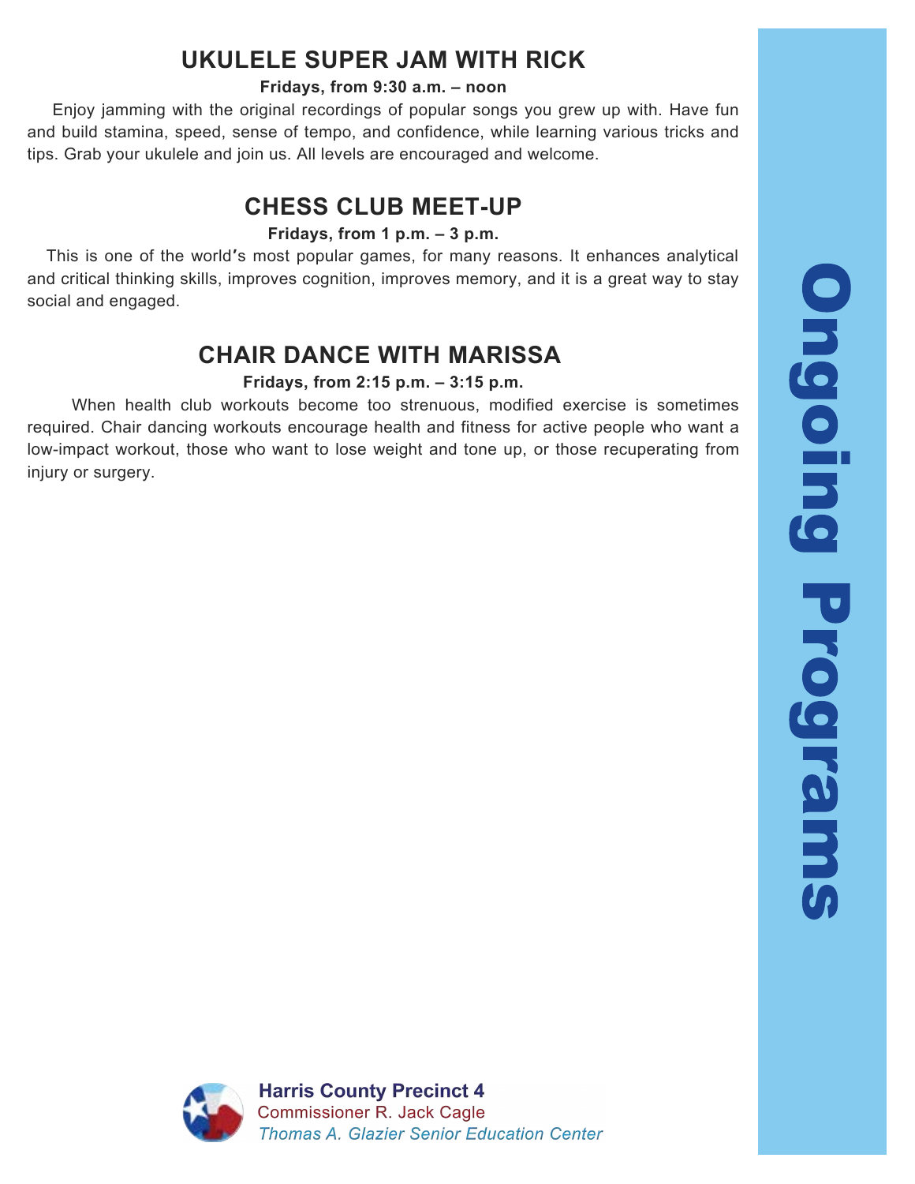## UKULELE SUPER JAM WITH RICK

**Fridays, from 9:30 a.m. – noon**

Enjoy jamming with the original recordings of popular songs you grew up with. Have fun and build stamina, speed, sense of tempo, and confidence, while learning various tricks and tips. Grab your ukulele and join us. All levels are encouraged and welcome.

## CHESS CLUB MEET-UP

**Fridays, from 1 p.m. – 3 p.m.**

This is one of the world's most popular games, for many reasons. It enhances analytical and critical thinking skills, improves cognition, improves memory, and it is a great way to stay social and engaged.

## CHAIR DANCE WITH MARISSA

**Fridays, from 2:15 p.m. – 3:15 p.m.**

When health club workouts become too strenuous, modified exercise is sometimes required. Chair dancing workouts encourage health and fitness for active people who want a low-impact workout, those who want to lose weight and tone up, or those recuperating from injury or surgery.

Ongoing Programs

**Harris County Precinct 4**
Commissioner R. Jack Cagle
*Thomas A. Glazier Senior Education Center*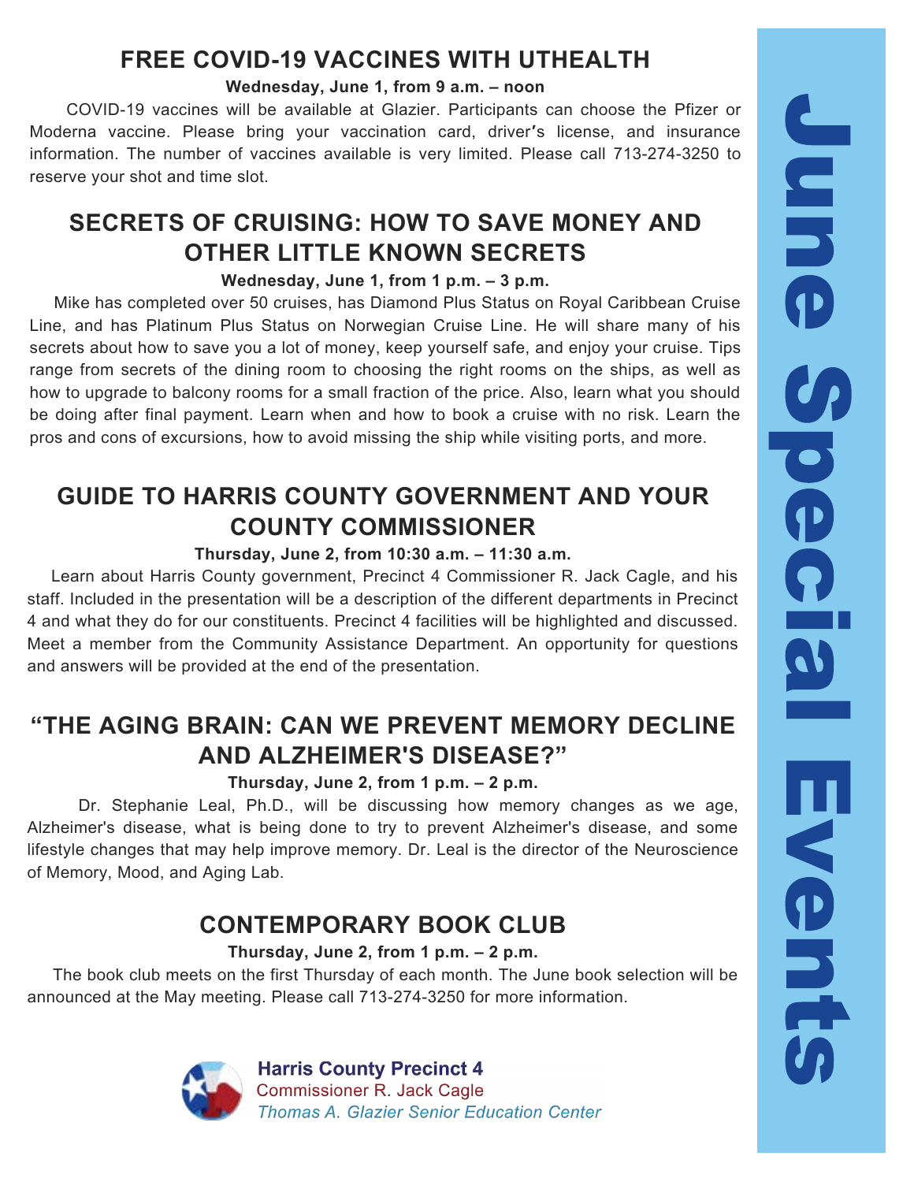# June Special Events

## FREE COVID-19 VACCINES WITH UTHEALTH

**Wednesday, June 1, from 9 a.m. – noon**

COVID-19 vaccines will be available at Glazier. Participants can choose the Pfizer or Moderna vaccine. Please bring your vaccination card, driver's license, and insurance information. The number of vaccines available is very limited. Please call 713-274-3250 to reserve your shot and time slot.

## SECRETS OF CRUISING: HOW TO SAVE MONEY AND OTHER LITTLE KNOWN SECRETS

**Wednesday, June 1, from 1 p.m. – 3 p.m.**

Mike has completed over 50 cruises, has Diamond Plus Status on Royal Caribbean Cruise Line, and has Platinum Plus Status on Norwegian Cruise Line. He will share many of his secrets about how to save you a lot of money, keep yourself safe, and enjoy your cruise. Tips range from secrets of the dining room to choosing the right rooms on the ships, as well as how to upgrade to balcony rooms for a small fraction of the price. Also, learn what you should be doing after final payment. Learn when and how to book a cruise with no risk. Learn the pros and cons of excursions, how to avoid missing the ship while visiting ports, and more.

## GUIDE TO HARRIS COUNTY GOVERNMENT AND YOUR COUNTY COMMISSIONER

**Thursday, June 2, from 10:30 a.m. – 11:30 a.m.**

Learn about Harris County government, Precinct 4 Commissioner R. Jack Cagle, and his staff. Included in the presentation will be a description of the different departments in Precinct 4 and what they do for our constituents. Precinct 4 facilities will be highlighted and discussed. Meet a member from the Community Assistance Department. An opportunity for questions and answers will be provided at the end of the presentation.

## "THE AGING BRAIN: CAN WE PREVENT MEMORY DECLINE AND ALZHEIMER'S DISEASE?"

**Thursday, June 2, from 1 p.m. – 2 p.m.**

Dr. Stephanie Leal, Ph.D., will be discussing how memory changes as we age, Alzheimer's disease, what is being done to try to prevent Alzheimer's disease, and some lifestyle changes that may help improve memory. Dr. Leal is the director of the Neuroscience of Memory, Mood, and Aging Lab.

## CONTEMPORARY BOOK CLUB

**Thursday, June 2, from 1 p.m. – 2 p.m.**

The book club meets on the first Thursday of each month. The June book selection will be announced at the May meeting. Please call 713-274-3250 for more information.

**Harris County Precinct 4**
Commissioner R. Jack Cagle
*Thomas A. Glazier Senior Education Center*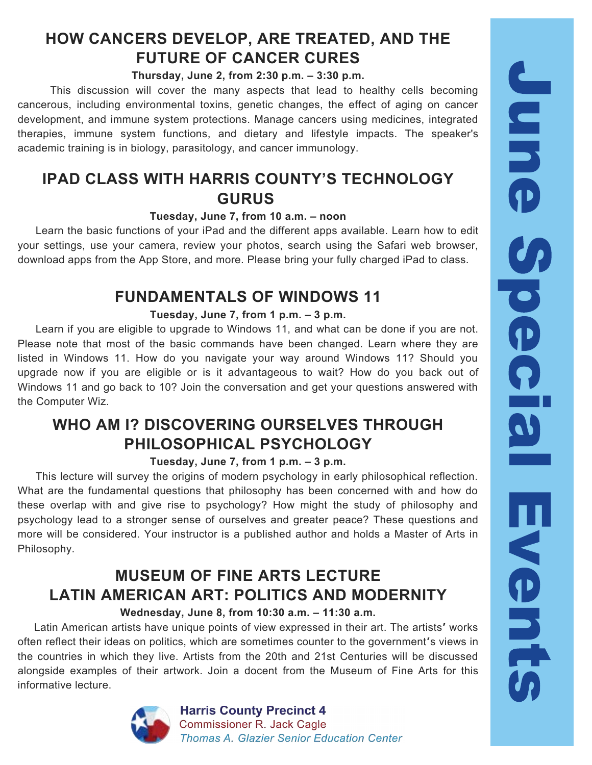## HOW CANCERS DEVELOP, ARE TREATED, AND THE FUTURE OF CANCER CURES

**Thursday, June 2, from 2:30 p.m. – 3:30 p.m.**

This discussion will cover the many aspects that lead to healthy cells becoming cancerous, including environmental toxins, genetic changes, the effect of aging on cancer development, and immune system protections. Manage cancers using medicines, integrated therapies, immune system functions, and dietary and lifestyle impacts. The speaker's academic training is in biology, parasitology, and cancer immunology.

## IPAD CLASS WITH HARRIS COUNTY'S TECHNOLOGY GURUS

**Tuesday, June 7, from 10 a.m. – noon**

Learn the basic functions of your iPad and the different apps available. Learn how to edit your settings, use your camera, review your photos, search using the Safari web browser, download apps from the App Store, and more. Please bring your fully charged iPad to class.

## FUNDAMENTALS OF WINDOWS 11

**Tuesday, June 7, from 1 p.m. – 3 p.m.**

Learn if you are eligible to upgrade to Windows 11, and what can be done if you are not. Please note that most of the basic commands have been changed. Learn where they are listed in Windows 11. How do you navigate your way around Windows 11? Should you upgrade now if you are eligible or is it advantageous to wait? How do you back out of Windows 11 and go back to 10? Join the conversation and get your questions answered with the Computer Wiz.

## WHO AM I? DISCOVERING OURSELVES THROUGH PHILOSOPHICAL PSYCHOLOGY

**Tuesday, June 7, from 1 p.m. – 3 p.m.**

This lecture will survey the origins of modern psychology in early philosophical reflection. What are the fundamental questions that philosophy has been concerned with and how do these overlap with and give rise to psychology? How might the study of philosophy and psychology lead to a stronger sense of ourselves and greater peace? These questions and more will be considered. Your instructor is a published author and holds a Master of Arts in Philosophy.

## MUSEUM OF FINE ARTS LECTURE LATIN AMERICAN ART: POLITICS AND MODERNITY

**Wednesday, June 8, from 10:30 a.m. – 11:30 a.m.**

Latin American artists have unique points of view expressed in their art. The artists' works often reflect their ideas on politics, which are sometimes counter to the government's views in the countries in which they live. Artists from the 20th and 21st Centuries will be discussed alongside examples of their artwork. Join a docent from the Museum of Fine Arts for this informative lecture.

**Harris County Precinct 4**
Commissioner R. Jack Cagle
*Thomas A. Glazier Senior Education Center*

# June Special Events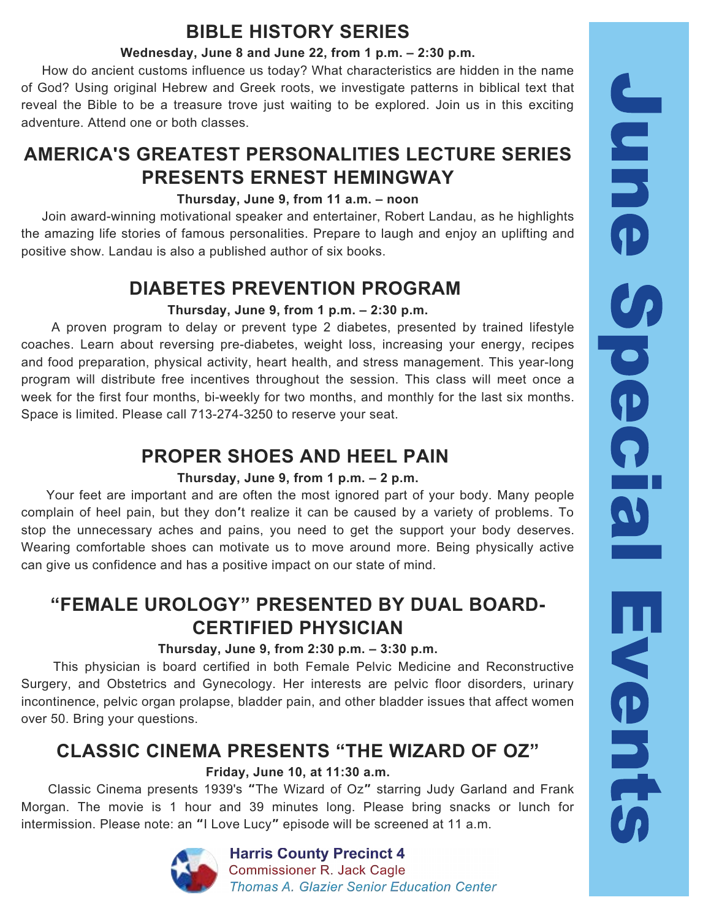# June Special Events

## BIBLE HISTORY SERIES

**Wednesday, June 8 and June 22, from 1 p.m. – 2:30 p.m.**

How do ancient customs influence us today? What characteristics are hidden in the name of God? Using original Hebrew and Greek roots, we investigate patterns in biblical text that reveal the Bible to be a treasure trove just waiting to be explored. Join us in this exciting adventure. Attend one or both classes.

## AMERICA'S GREATEST PERSONALITIES LECTURE SERIES PRESENTS ERNEST HEMINGWAY

**Thursday, June 9, from 11 a.m. – noon**

Join award-winning motivational speaker and entertainer, Robert Landau, as he highlights the amazing life stories of famous personalities. Prepare to laugh and enjoy an uplifting and positive show. Landau is also a published author of six books.

## DIABETES PREVENTION PROGRAM

**Thursday, June 9, from 1 p.m. – 2:30 p.m.**

A proven program to delay or prevent type 2 diabetes, presented by trained lifestyle coaches. Learn about reversing pre-diabetes, weight loss, increasing your energy, recipes and food preparation, physical activity, heart health, and stress management. This year-long program will distribute free incentives throughout the session. This class will meet once a week for the first four months, bi-weekly for two months, and monthly for the last six months. Space is limited. Please call 713-274-3250 to reserve your seat.

## PROPER SHOES AND HEEL PAIN

**Thursday, June 9, from 1 p.m. – 2 p.m.**

Your feet are important and are often the most ignored part of your body. Many people complain of heel pain, but they don't realize it can be caused by a variety of problems. To stop the unnecessary aches and pains, you need to get the support your body deserves. Wearing comfortable shoes can motivate us to move around more. Being physically active can give us confidence and has a positive impact on our state of mind.

## "FEMALE UROLOGY" PRESENTED BY DUAL BOARD-CERTIFIED PHYSICIAN

**Thursday, June 9, from 2:30 p.m. – 3:30 p.m.**

This physician is board certified in both Female Pelvic Medicine and Reconstructive Surgery, and Obstetrics and Gynecology. Her interests are pelvic floor disorders, urinary incontinence, pelvic organ prolapse, bladder pain, and other bladder issues that affect women over 50. Bring your questions.

## CLASSIC CINEMA PRESENTS "THE WIZARD OF OZ"

**Friday, June 10, at 11:30 a.m.**

Classic Cinema presents 1939's "The Wizard of Oz" starring Judy Garland and Frank Morgan. The movie is 1 hour and 39 minutes long. Please bring snacks or lunch for intermission. Please note: an "I Love Lucy" episode will be screened at 11 a.m.

**Harris County Precinct 4**
Commissioner R. Jack Cagle
*Thomas A. Glazier Senior Education Center*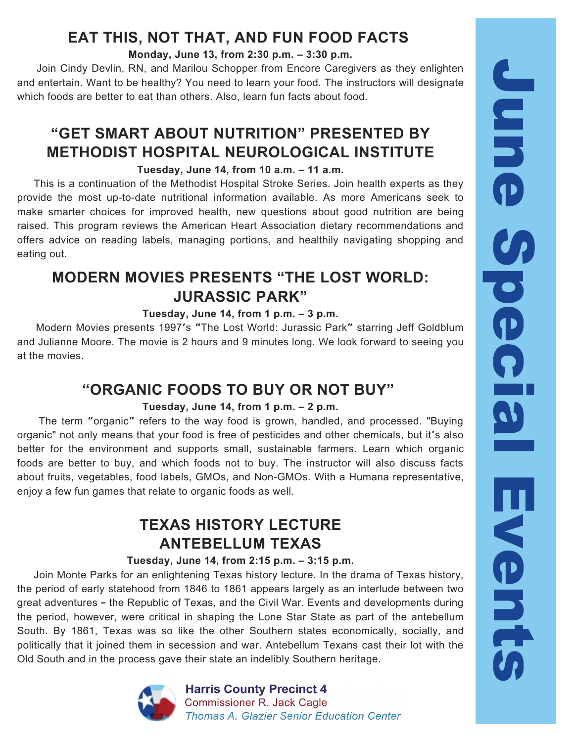## EAT THIS, NOT THAT, AND FUN FOOD FACTS

**Monday, June 13, from 2:30 p.m. – 3:30 p.m.**

Join Cindy Devlin, RN, and Marilou Schopper from Encore Caregivers as they enlighten and entertain. Want to be healthy? You need to learn your food. The instructors will designate which foods are better to eat than others. Also, learn fun facts about food.

## "GET SMART ABOUT NUTRITION" PRESENTED BY METHODIST HOSPITAL NEUROLOGICAL INSTITUTE

**Tuesday, June 14, from 10 a.m. – 11 a.m.**

This is a continuation of the Methodist Hospital Stroke Series. Join health experts as they provide the most up-to-date nutritional information available. As more Americans seek to make smarter choices for improved health, new questions about good nutrition are being raised. This program reviews the American Heart Association dietary recommendations and offers advice on reading labels, managing portions, and healthily navigating shopping and eating out.

## MODERN MOVIES PRESENTS "THE LOST WORLD: JURASSIC PARK"

**Tuesday, June 14, from 1 p.m. – 3 p.m.**

Modern Movies presents 1997's "The Lost World: Jurassic Park" starring Jeff Goldblum and Julianne Moore. The movie is 2 hours and 9 minutes long. We look forward to seeing you at the movies.

## "ORGANIC FOODS TO BUY OR NOT BUY"

**Tuesday, June 14, from 1 p.m. – 2 p.m.**

The term "organic" refers to the way food is grown, handled, and processed. "Buying organic" not only means that your food is free of pesticides and other chemicals, but it's also better for the environment and supports small, sustainable farmers. Learn which organic foods are better to buy, and which foods not to buy. The instructor will also discuss facts about fruits, vegetables, food labels, GMOs, and Non-GMOs. With a Humana representative, enjoy a few fun games that relate to organic foods as well.

## TEXAS HISTORY LECTURE ANTEBELLUM TEXAS

**Tuesday, June 14, from 2:15 p.m. – 3:15 p.m.**

Join Monte Parks for an enlightening Texas history lecture. In the drama of Texas history, the period of early statehood from 1846 to 1861 appears largely as an interlude between two great adventures – the Republic of Texas, and the Civil War. Events and developments during the period, however, were critical in shaping the Lone Star State as part of the antebellum South. By 1861, Texas was so like the other Southern states economically, socially, and politically that it joined them in secession and war. Antebellum Texans cast their lot with the Old South and in the process gave their state an indelibly Southern heritage.

**Harris County Precinct 4**
Commissioner R. Jack Cagle
*Thomas A. Glazier Senior Education Center*

June Special Events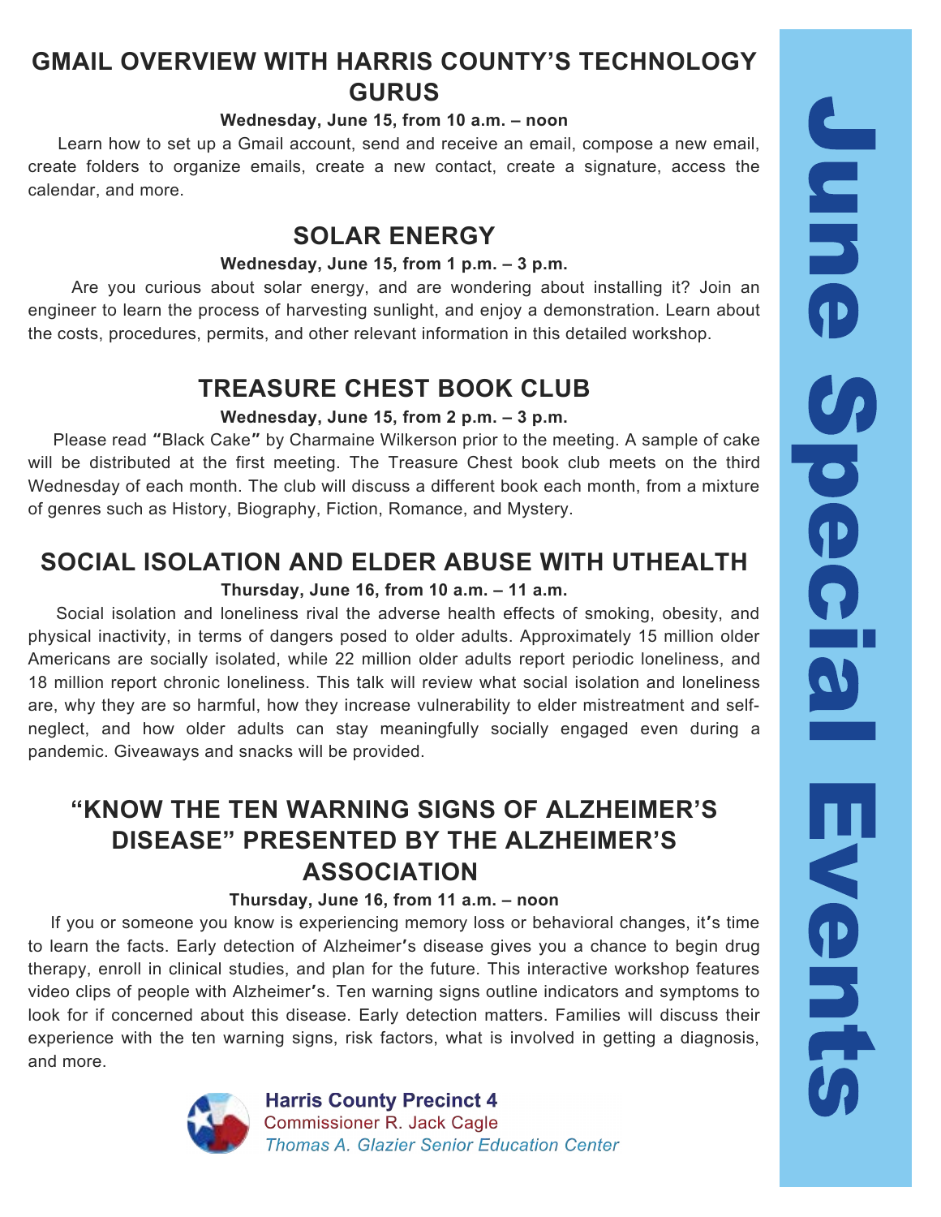# June Special Events

## GMAIL OVERVIEW WITH HARRIS COUNTY'S TECHNOLOGY GURUS

**Wednesday, June 15, from 10 a.m. – noon**

Learn how to set up a Gmail account, send and receive an email, compose a new email, create folders to organize emails, create a new contact, create a signature, access the calendar, and more.

## SOLAR ENERGY

**Wednesday, June 15, from 1 p.m. – 3 p.m.**

Are you curious about solar energy, and are wondering about installing it? Join an engineer to learn the process of harvesting sunlight, and enjoy a demonstration. Learn about the costs, procedures, permits, and other relevant information in this detailed workshop.

## TREASURE CHEST BOOK CLUB

**Wednesday, June 15, from 2 p.m. – 3 p.m.**

Please read "Black Cake" by Charmaine Wilkerson prior to the meeting. A sample of cake will be distributed at the first meeting. The Treasure Chest book club meets on the third Wednesday of each month. The club will discuss a different book each month, from a mixture of genres such as History, Biography, Fiction, Romance, and Mystery.

## SOCIAL ISOLATION AND ELDER ABUSE WITH UTHEALTH

**Thursday, June 16, from 10 a.m. – 11 a.m.**

Social isolation and loneliness rival the adverse health effects of smoking, obesity, and physical inactivity, in terms of dangers posed to older adults. Approximately 15 million older Americans are socially isolated, while 22 million older adults report periodic loneliness, and 18 million report chronic loneliness. This talk will review what social isolation and loneliness are, why they are so harmful, how they increase vulnerability to elder mistreatment and self-neglect, and how older adults can stay meaningfully socially engaged even during a pandemic. Giveaways and snacks will be provided.

## "KNOW THE TEN WARNING SIGNS OF ALZHEIMER'S DISEASE" PRESENTED BY THE ALZHEIMER'S ASSOCIATION

**Thursday, June 16, from 11 a.m. – noon**

If you or someone you know is experiencing memory loss or behavioral changes, it's time to learn the facts. Early detection of Alzheimer's disease gives you a chance to begin drug therapy, enroll in clinical studies, and plan for the future. This interactive workshop features video clips of people with Alzheimer's. Ten warning signs outline indicators and symptoms to look for if concerned about this disease. Early detection matters. Families will discuss their experience with the ten warning signs, risk factors, what is involved in getting a diagnosis, and more.

**Harris County Precinct 4**
Commissioner R. Jack Cagle
*Thomas A. Glazier Senior Education Center*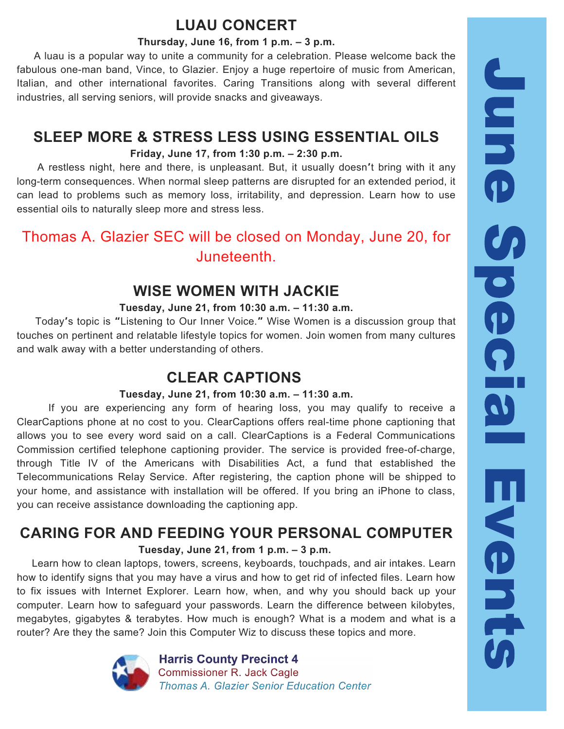# June Special Events

## LUAU CONCERT

**Thursday, June 16, from 1 p.m. – 3 p.m.**

A luau is a popular way to unite a community for a celebration. Please welcome back the fabulous one-man band, Vince, to Glazier. Enjoy a huge repertoire of music from American, Italian, and other international favorites. Caring Transitions along with several different industries, all serving seniors, will provide snacks and giveaways.

## SLEEP MORE & STRESS LESS USING ESSENTIAL OILS

**Friday, June 17, from 1:30 p.m. – 2:30 p.m.**

A restless night, here and there, is unpleasant. But, it usually doesn't bring with it any long-term consequences. When normal sleep patterns are disrupted for an extended period, it can lead to problems such as memory loss, irritability, and depression. Learn how to use essential oils to naturally sleep more and stress less.

Thomas A. Glazier SEC will be closed on Monday, June 20, for Juneteenth.

## WISE WOMEN WITH JACKIE

**Tuesday, June 21, from 10:30 a.m. – 11:30 a.m.**

Today's topic is "Listening to Our Inner Voice." Wise Women is a discussion group that touches on pertinent and relatable lifestyle topics for women. Join women from many cultures and walk away with a better understanding of others.

## CLEAR CAPTIONS

**Tuesday, June 21, from 10:30 a.m. – 11:30 a.m.**

If you are experiencing any form of hearing loss, you may qualify to receive a ClearCaptions phone at no cost to you. ClearCaptions offers real-time phone captioning that allows you to see every word said on a call. ClearCaptions is a Federal Communications Commission certified telephone captioning provider. The service is provided free-of-charge, through Title IV of the Americans with Disabilities Act, a fund that established the Telecommunications Relay Service. After registering, the caption phone will be shipped to your home, and assistance with installation will be offered. If you bring an iPhone to class, you can receive assistance downloading the captioning app.

## CARING FOR AND FEEDING YOUR PERSONAL COMPUTER

**Tuesday, June 21, from 1 p.m. – 3 p.m.**

Learn how to clean laptops, towers, screens, keyboards, touchpads, and air intakes. Learn how to identify signs that you may have a virus and how to get rid of infected files. Learn how to fix issues with Internet Explorer. Learn how, when, and why you should back up your computer. Learn how to safeguard your passwords. Learn the difference between kilobytes, megabytes, gigabytes & terabytes. How much is enough? What is a modem and what is a router? Are they the same? Join this Computer Wiz to discuss these topics and more.

**Harris County Precinct 4**
Commissioner R. Jack Cagle
*Thomas A. Glazier Senior Education Center*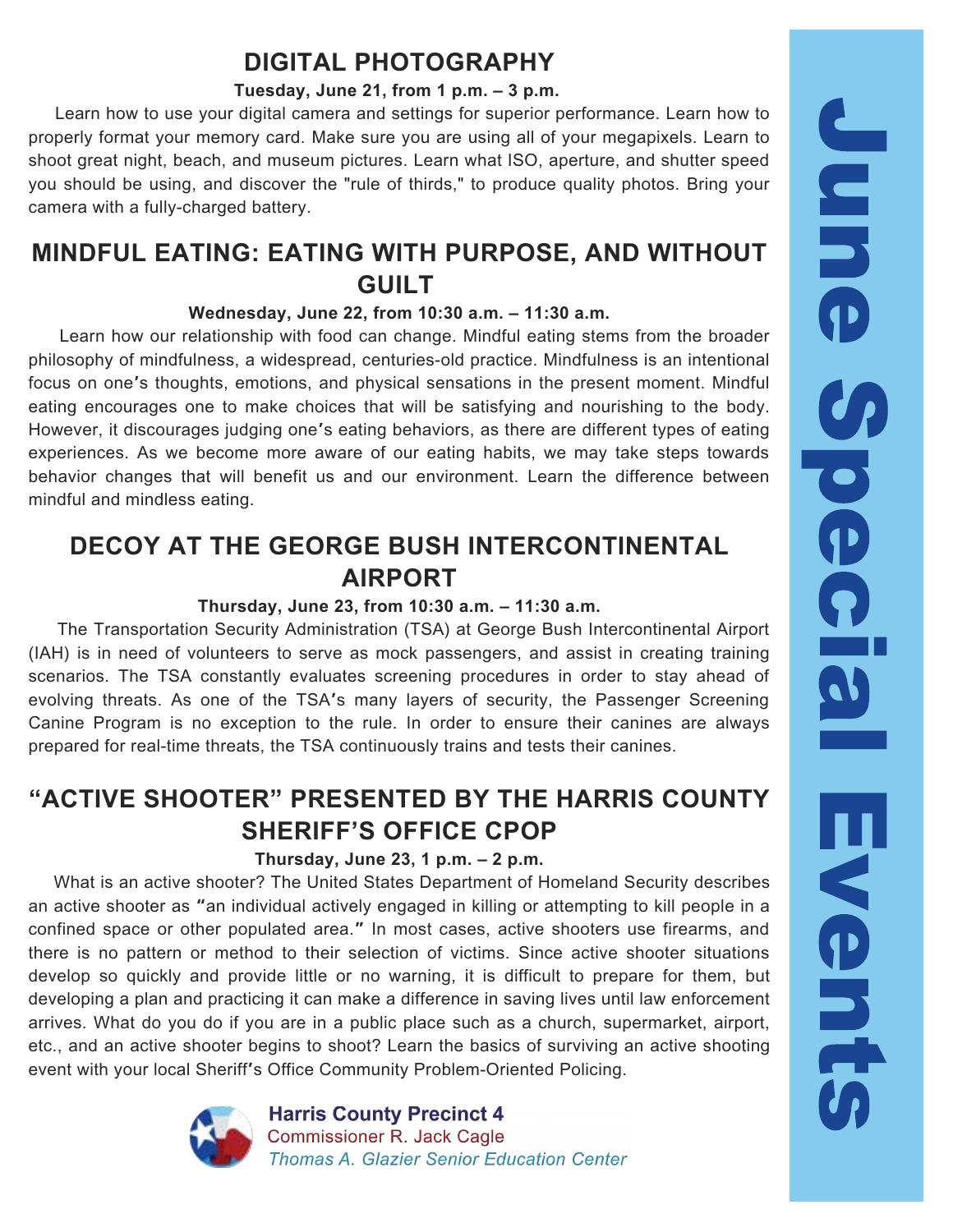# June Special Events

## DIGITAL PHOTOGRAPHY

**Tuesday, June 21, from 1 p.m. – 3 p.m.**

Learn how to use your digital camera and settings for superior performance. Learn how to properly format your memory card. Make sure you are using all of your megapixels. Learn to shoot great night, beach, and museum pictures. Learn what ISO, aperture, and shutter speed you should be using, and discover the "rule of thirds," to produce quality photos. Bring your camera with a fully-charged battery.

## MINDFUL EATING: EATING WITH PURPOSE, AND WITHOUT GUILT

**Wednesday, June 22, from 10:30 a.m. – 11:30 a.m.**

Learn how our relationship with food can change. Mindful eating stems from the broader philosophy of mindfulness, a widespread, centuries-old practice. Mindfulness is an intentional focus on one's thoughts, emotions, and physical sensations in the present moment. Mindful eating encourages one to make choices that will be satisfying and nourishing to the body. However, it discourages judging one's eating behaviors, as there are different types of eating experiences. As we become more aware of our eating habits, we may take steps towards behavior changes that will benefit us and our environment. Learn the difference between mindful and mindless eating.

## DECOY AT THE GEORGE BUSH INTERCONTINENTAL AIRPORT

**Thursday, June 23, from 10:30 a.m. – 11:30 a.m.**

The Transportation Security Administration (TSA) at George Bush Intercontinental Airport (IAH) is in need of volunteers to serve as mock passengers, and assist in creating training scenarios. The TSA constantly evaluates screening procedures in order to stay ahead of evolving threats. As one of the TSA's many layers of security, the Passenger Screening Canine Program is no exception to the rule. In order to ensure their canines are always prepared for real-time threats, the TSA continuously trains and tests their canines.

## "ACTIVE SHOOTER" PRESENTED BY THE HARRIS COUNTY SHERIFF'S OFFICE CPOP

**Thursday, June 23, 1 p.m. – 2 p.m.**

What is an active shooter? The United States Department of Homeland Security describes an active shooter as "an individual actively engaged in killing or attempting to kill people in a confined space or other populated area." In most cases, active shooters use firearms, and there is no pattern or method to their selection of victims. Since active shooter situations develop so quickly and provide little or no warning, it is difficult to prepare for them, but developing a plan and practicing it can make a difference in saving lives until law enforcement arrives. What do you do if you are in a public place such as a church, supermarket, airport, etc., and an active shooter begins to shoot? Learn the basics of surviving an active shooting event with your local Sheriff's Office Community Problem-Oriented Policing.

**Harris County Precinct 4**
Commissioner R. Jack Cagle
*Thomas A. Glazier Senior Education Center*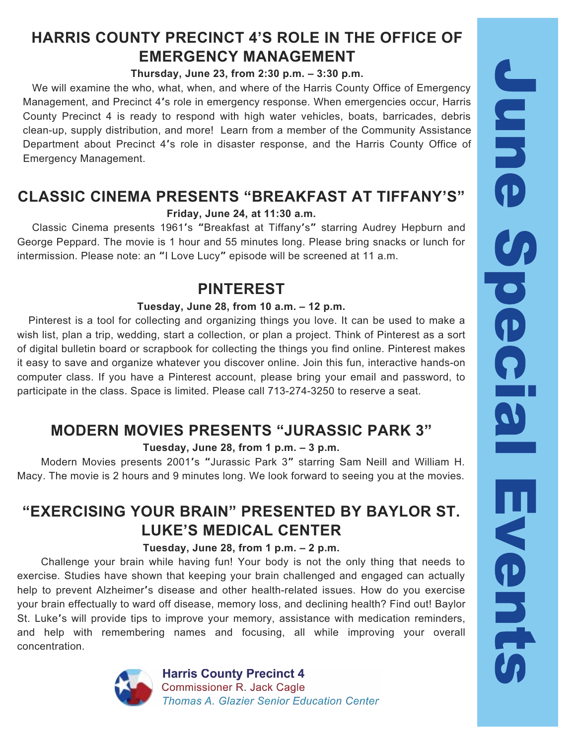# June Special Events

## HARRIS COUNTY PRECINCT 4'S ROLE IN THE OFFICE OF EMERGENCY MANAGEMENT

**Thursday, June 23, from 2:30 p.m. – 3:30 p.m.**

We will examine the who, what, when, and where of the Harris County Office of Emergency Management, and Precinct 4's role in emergency response. When emergencies occur, Harris County Precinct 4 is ready to respond with high water vehicles, boats, barricades, debris clean-up, supply distribution, and more! Learn from a member of the Community Assistance Department about Precinct 4's role in disaster response, and the Harris County Office of Emergency Management.

## CLASSIC CINEMA PRESENTS "BREAKFAST AT TIFFANY'S"

**Friday, June 24, at 11:30 a.m.**

Classic Cinema presents 1961's "Breakfast at Tiffany's" starring Audrey Hepburn and George Peppard. The movie is 1 hour and 55 minutes long. Please bring snacks or lunch for intermission. Please note: an "I Love Lucy" episode will be screened at 11 a.m.

## PINTEREST

**Tuesday, June 28, from 10 a.m. – 12 p.m.**

Pinterest is a tool for collecting and organizing things you love. It can be used to make a wish list, plan a trip, wedding, start a collection, or plan a project. Think of Pinterest as a sort of digital bulletin board or scrapbook for collecting the things you find online. Pinterest makes it easy to save and organize whatever you discover online. Join this fun, interactive hands-on computer class. If you have a Pinterest account, please bring your email and password, to participate in the class. Space is limited. Please call 713-274-3250 to reserve a seat.

## MODERN MOVIES PRESENTS "JURASSIC PARK 3"

**Tuesday, June 28, from 1 p.m. – 3 p.m.**

Modern Movies presents 2001's "Jurassic Park 3" starring Sam Neill and William H. Macy. The movie is 2 hours and 9 minutes long. We look forward to seeing you at the movies.

## "EXERCISING YOUR BRAIN" PRESENTED BY BAYLOR ST. LUKE'S MEDICAL CENTER

**Tuesday, June 28, from 1 p.m. – 2 p.m.**

Challenge your brain while having fun! Your body is not the only thing that needs to exercise. Studies have shown that keeping your brain challenged and engaged can actually help to prevent Alzheimer's disease and other health-related issues. How do you exercise your brain effectually to ward off disease, memory loss, and declining health? Find out! Baylor St. Luke's will provide tips to improve your memory, assistance with medication reminders, and help with remembering names and focusing, all while improving your overall concentration.

**Harris County Precinct 4**
Commissioner R. Jack Cagle
*Thomas A. Glazier Senior Education Center*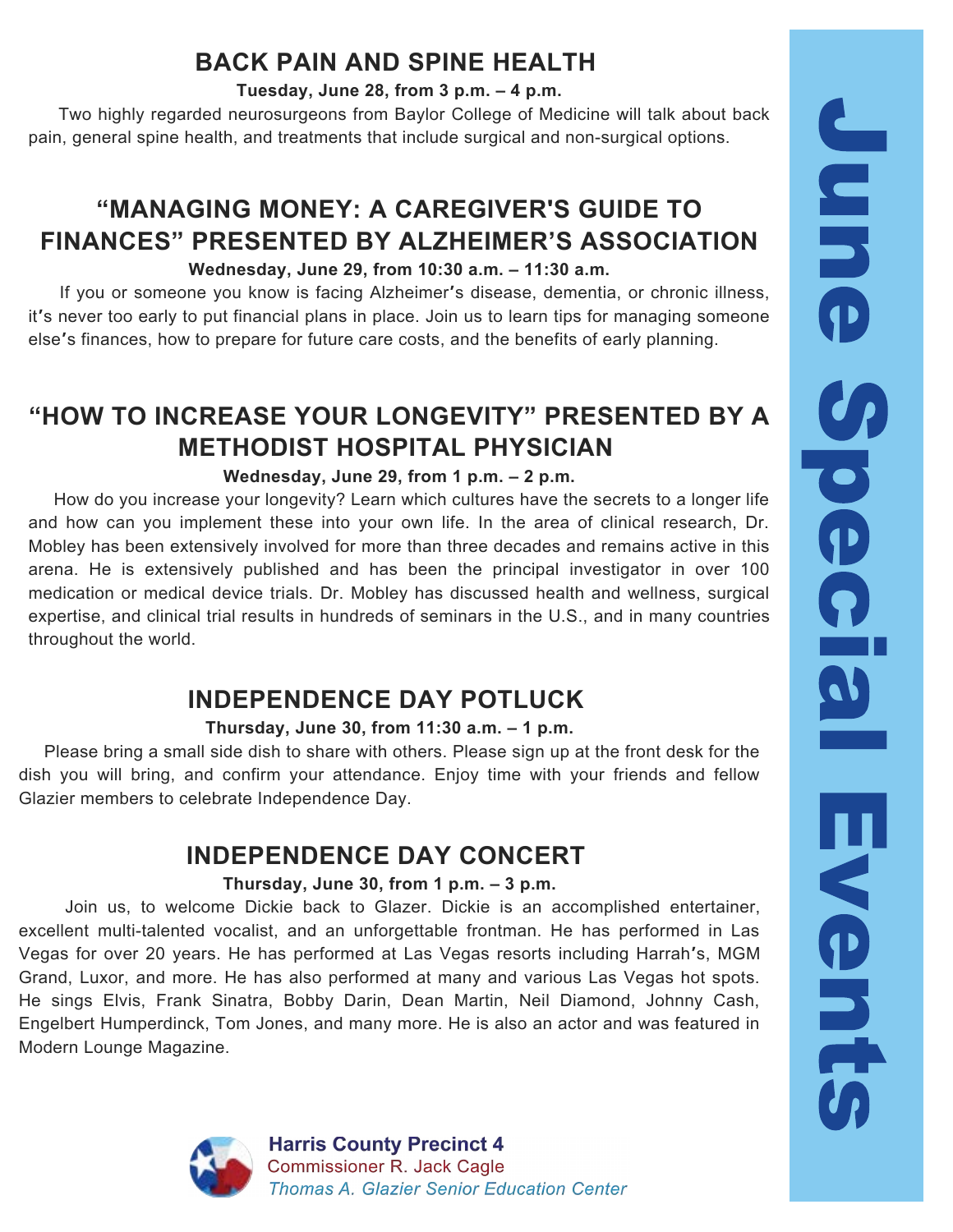# June Special Events

## BACK PAIN AND SPINE HEALTH

**Tuesday, June 28, from 3 p.m. – 4 p.m.**

Two highly regarded neurosurgeons from Baylor College of Medicine will talk about back pain, general spine health, and treatments that include surgical and non-surgical options.

## "MANAGING MONEY: A CAREGIVER'S GUIDE TO FINANCES" PRESENTED BY ALZHEIMER'S ASSOCIATION

**Wednesday, June 29, from 10:30 a.m. – 11:30 a.m.**

If you or someone you know is facing Alzheimer's disease, dementia, or chronic illness, it's never too early to put financial plans in place. Join us to learn tips for managing someone else's finances, how to prepare for future care costs, and the benefits of early planning.

## "HOW TO INCREASE YOUR LONGEVITY" PRESENTED BY A METHODIST HOSPITAL PHYSICIAN

**Wednesday, June 29, from 1 p.m. – 2 p.m.**

How do you increase your longevity? Learn which cultures have the secrets to a longer life and how can you implement these into your own life. In the area of clinical research, Dr. Mobley has been extensively involved for more than three decades and remains active in this arena. He is extensively published and has been the principal investigator in over 100 medication or medical device trials. Dr. Mobley has discussed health and wellness, surgical expertise, and clinical trial results in hundreds of seminars in the U.S., and in many countries throughout the world.

## INDEPENDENCE DAY POTLUCK

**Thursday, June 30, from 11:30 a.m. – 1 p.m.**

Please bring a small side dish to share with others. Please sign up at the front desk for the dish you will bring, and confirm your attendance. Enjoy time with your friends and fellow Glazier members to celebrate Independence Day.

## INDEPENDENCE DAY CONCERT

**Thursday, June 30, from 1 p.m. – 3 p.m.**

Join us, to welcome Dickie back to Glazer. Dickie is an accomplished entertainer, excellent multi-talented vocalist, and an unforgettable frontman. He has performed in Las Vegas for over 20 years. He has performed at Las Vegas resorts including Harrah's, MGM Grand, Luxor, and more. He has also performed at many and various Las Vegas hot spots. He sings Elvis, Frank Sinatra, Bobby Darin, Dean Martin, Neil Diamond, Johnny Cash, Engelbert Humperdinck, Tom Jones, and many more. He is also an actor and was featured in Modern Lounge Magazine.

**Harris County Precinct 4**
Commissioner R. Jack Cagle
*Thomas A. Glazier Senior Education Center*